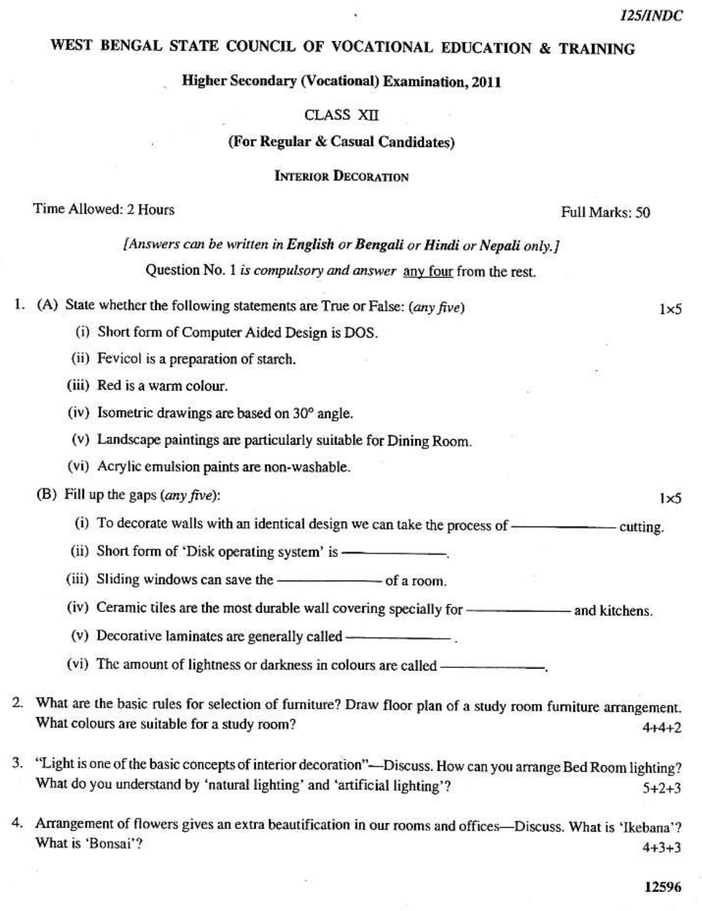**125/INDC**

# WEST BENGAL STATE COUNCIL OF VOCATIONAL EDUCATION & TRAINING

## Higher Secondary (Vocational) Examination, 2011

### CLASS XII

**(For Regular & Casual Candidates)**

**INTERIOR DECORATION**

Time Allowed: 2 Hours — Full Marks: 50

*[Answers can be written in **English** or **Bengali** or **Hindi** or **Nepali** only.]*

Question No. 1 *is compulsory and answer* any four from the rest.

1. (A) State whether the following statements are True or False: (*any five*) — 1×5

   (i) Short form of Computer Aided Design is DOS.

   (ii) Fevicol is a preparation of starch.

   (iii) Red is a warm colour.

   (iv) Isometric drawings are based on 30° angle.

   (v) Landscape paintings are particularly suitable for Dining Room.

   (vi) Acrylic emulsion paints are non-washable.

   (B) Fill up the gaps (*any five*): — 1×5

   (i) To decorate walls with an identical design we can take the process of ———— cutting.

   (ii) Short form of 'Disk operating system' is ————.

   (iii) Sliding windows can save the ———— of a room.

   (iv) Ceramic tiles are the most durable wall covering specially for ———— and kitchens.

   (v) Decorative laminates are generally called ————.

   (vi) The amount of lightness or darkness in colours are called ————.

2. What are the basic rules for selection of furniture? Draw floor plan of a study room furniture arrangement. What colours are suitable for a study room? — 4+4+2

3. "Light is one of the basic concepts of interior decoration"—Discuss. How can you arrange Bed Room lighting? What do you understand by 'natural lighting' and 'artificial lighting'? — 5+2+3

4. Arrangement of flowers gives an extra beautification in our rooms and offices—Discuss. What is 'Ikebana'? What is 'Bonsai'? — 4+3+3

12596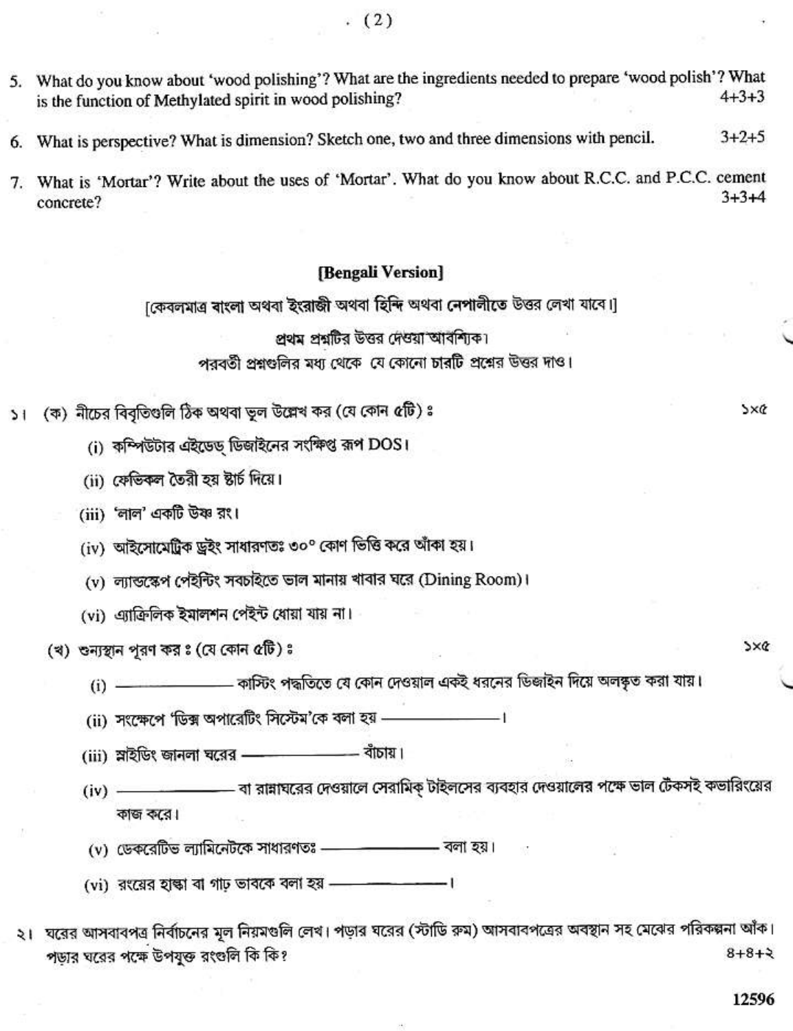5. What do you know about 'wood polishing'? What are the ingredients needed to prepare 'wood polish'? What is the function of Methylated spirit in wood polishing? 4+3+3

6. What is perspective? What is dimension? Sketch one, two and three dimensions with pencil. 3+2+5

7. What is 'Mortar'? Write about the uses of 'Mortar'. What do you know about R.C.C. and P.C.C. cement concrete? 3+3+4

## [Bengali Version]

[কেবলমাত্র বাংলা অথবা ইংরাজী অথবা হিন্দি অথবা নেপালীতে উত্তর লেখা যাবে।]

প্রথম প্রশ্নটির উত্তর দেওয়া আবশ্যিক।

পরবর্তী প্রশ্নগুলির মধ্য থেকে যে কোনো চারটি প্রশ্নের উত্তর দাও।

১। (ক) নীচের বিবৃতিগুলি ঠিক অথবা ভুল উল্লেখ কর (যে কোন ৫টি) ঃ ১×৫

(i) কম্পিউটার এইডেড্ ডিজাইনের সংক্ষিপ্ত রূপ DOS।

(ii) ফেভিকল তৈরী হয় স্টার্চ দিয়ে।

(iii) 'লাল' একটি উষ্ণ রং।

(iv) আইসোমেট্রিক ড্রইং সাধারণতঃ ৩০° কোণ ভিত্তি করে আঁকা হয়।

(v) ল্যান্ডস্কেপ পেইন্টিং সবচাইতে ভাল মানায় খাবার ঘরে (Dining Room)।

(vi) এ্যাক্রিলিক ইমালশন পেইন্ট ধোয়া যায় না।

(খ) শুন্যস্থান পূরণ কর ঃ (যে কোন ৫টি) ঃ ১×৫

(i) ———————— কাস্টিং পদ্ধতিতে যে কোন দেওয়াল একই ধরনের ডিজাইন দিয়ে অলঙ্কৃত করা যায়।

(ii) সংক্ষেপে 'ডিস্ক অপারেটিং সিস্টেম'কে বলা হয় ————————।

(iii) স্লাইডিং জানলা ঘরের ———————— বাঁচায়।

(iv) ———————— বা রান্নাঘরের দেওয়ালে সেরামিক্ টাইলসের ব্যবহার দেওয়ালের পক্ষে ভাল টেঁকসই কভারিংয়ের কাজ করে।

(v) ডেকরেটিভ ল্যামিনেটকে সাধারণতঃ ———————— বলা হয়।

(vi) রংয়ের হাল্কা বা গাঢ় ভাবকে বলা হয় ————————।

২। ঘরের আসবাবপত্র নির্বাচনের মূল নিয়মগুলি লেখ। পড়ার ঘরের (স্টাডি রুম) আসবাবপত্রের অবস্থান সহ মেঝের পরিকল্পনা আঁক। পড়ার ঘরের পক্ষে উপযুক্ত রংগুলি কি কি? ৪+৪+২

12596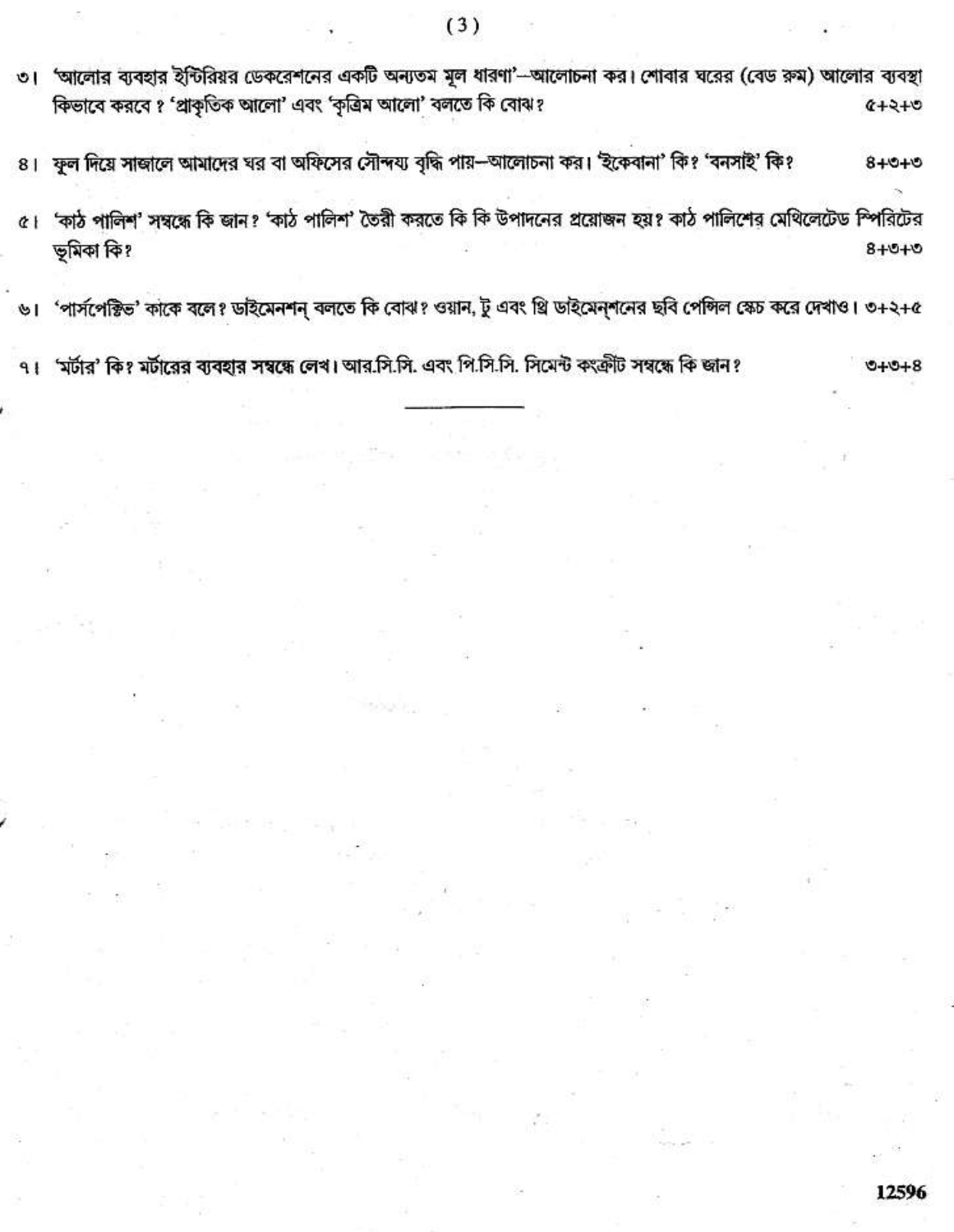৩। 'আলোর ব্যবহার ইন্টিরিয়র ডেকরেশনের একটি অন্যতম মূল ধারণা'—আলোচনা কর। শোবার ঘরের (বেড রুম) আলোর ব্যবস্থা কিভাবে করবে ? 'প্রাকৃতিক আলো' এবং 'কৃত্রিম আলো' বলতে কি বোঝ? ৫+২+৩

৪। ফুল দিয়ে সাজালে আমাদের ঘর বা অফিসের সৌন্দয্য বৃদ্ধি পায়—আলোচনা কর। 'ইকেবানা' কি? 'বনসাই' কি? ৪+৩+৩

৫। 'কাঠ পালিশ' সম্বন্ধে কি জান? 'কাঠ পালিশ' তৈরী করতে কি কি উপাদনের প্রয়োজন হয়? কাঠ পালিশের মেথিলেটেড স্পিরিটের ভূমিকা কি? ৪+৩+৩

৬। 'পার্সপেক্টিভ' কাকে বলে? ডাইমেনশন্ বলতে কি বোঝ? ওয়ান, টু এবং থ্রি ডাইমেন্শনের ছবি পেন্সিল স্কেচ করে দেখাও। ৩+২+৫

৭। 'মর্টার' কি? মর্টারের ব্যবহার সম্বন্ধে লেখ। আর.সি.সি. এবং পি.সি.সি. সিমেন্ট কংক্রীট সম্বন্ধে কি জান? ৩+৩+৪

---

12596